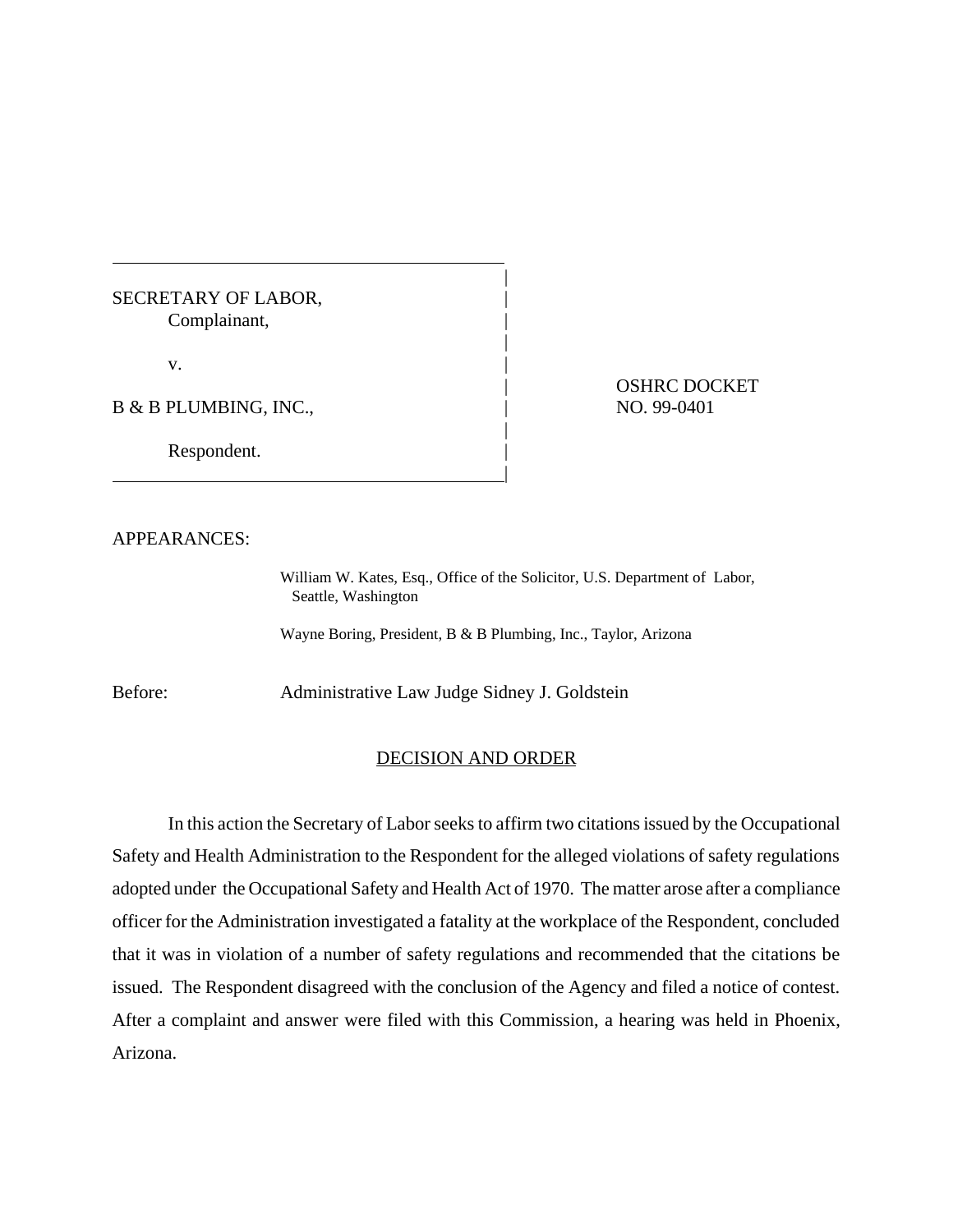SECRETARY OF LABOR,
Complainant,

v.

B & B PLUMBING, INC.,

Respondent.

OSHRC DOCKET NO. 99-0401

APPEARANCES:

William W. Kates, Esq., Office of the Solicitor, U.S. Department of Labor, Seattle, Washington

Wayne Boring, President, B & B Plumbing, Inc., Taylor, Arizona

Before: Administrative Law Judge Sidney J. Goldstein

## DECISION AND ORDER

In this action the Secretary of Labor seeks to affirm two citations issued by the Occupational Safety and Health Administration to the Respondent for the alleged violations of safety regulations adopted under the Occupational Safety and Health Act of 1970. The matter arose after a compliance officer for the Administration investigated a fatality at the workplace of the Respondent, concluded that it was in violation of a number of safety regulations and recommended that the citations be issued. The Respondent disagreed with the conclusion of the Agency and filed a notice of contest. After a complaint and answer were filed with this Commission, a hearing was held in Phoenix, Arizona.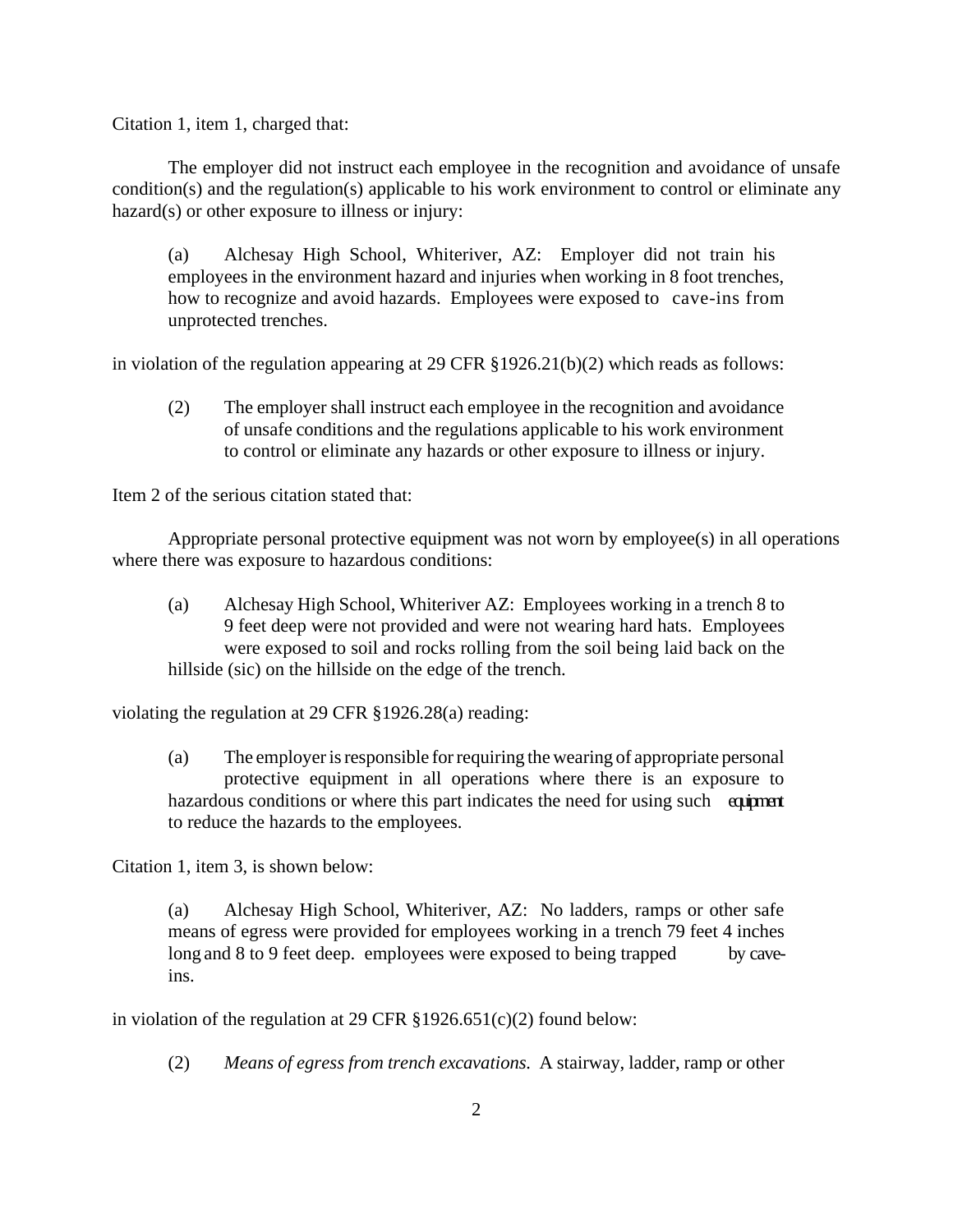Citation 1, item 1, charged that:

The employer did not instruct each employee in the recognition and avoidance of unsafe condition(s) and the regulation(s) applicable to his work environment to control or eliminate any hazard(s) or other exposure to illness or injury:

> (a) Alchesay High School, Whiteriver, AZ: Employer did not train his employees in the environment hazard and injuries when working in 8 foot trenches, how to recognize and avoid hazards. Employees were exposed to cave-ins from unprotected trenches.

in violation of the regulation appearing at 29 CFR §1926.21(b)(2) which reads as follows:

> (2) The employer shall instruct each employee in the recognition and avoidance of unsafe conditions and the regulations applicable to his work environment to control or eliminate any hazards or other exposure to illness or injury.

Item 2 of the serious citation stated that:

Appropriate personal protective equipment was not worn by employee(s) in all operations where there was exposure to hazardous conditions:

> (a) Alchesay High School, Whiteriver AZ: Employees working in a trench 8 to 9 feet deep were not provided and were not wearing hard hats. Employees were exposed to soil and rocks rolling from the soil being laid back on the hillside (sic) on the hillside on the edge of the trench.

violating the regulation at 29 CFR §1926.28(a) reading:

> (a) The employer is responsible for requiring the wearing of appropriate personal protective equipment in all operations where there is an exposure to hazardous conditions or where this part indicates the need for using such equipment to reduce the hazards to the employees.

Citation 1, item 3, is shown below:

> (a) Alchesay High School, Whiteriver, AZ: No ladders, ramps or other safe means of egress were provided for employees working in a trench 79 feet 4 inches long and 8 to 9 feet deep. employees were exposed to being trapped by cave-ins.

in violation of the regulation at 29 CFR §1926.651(c)(2) found below:

> (2) *Means of egress from trench excavations.* A stairway, ladder, ramp or other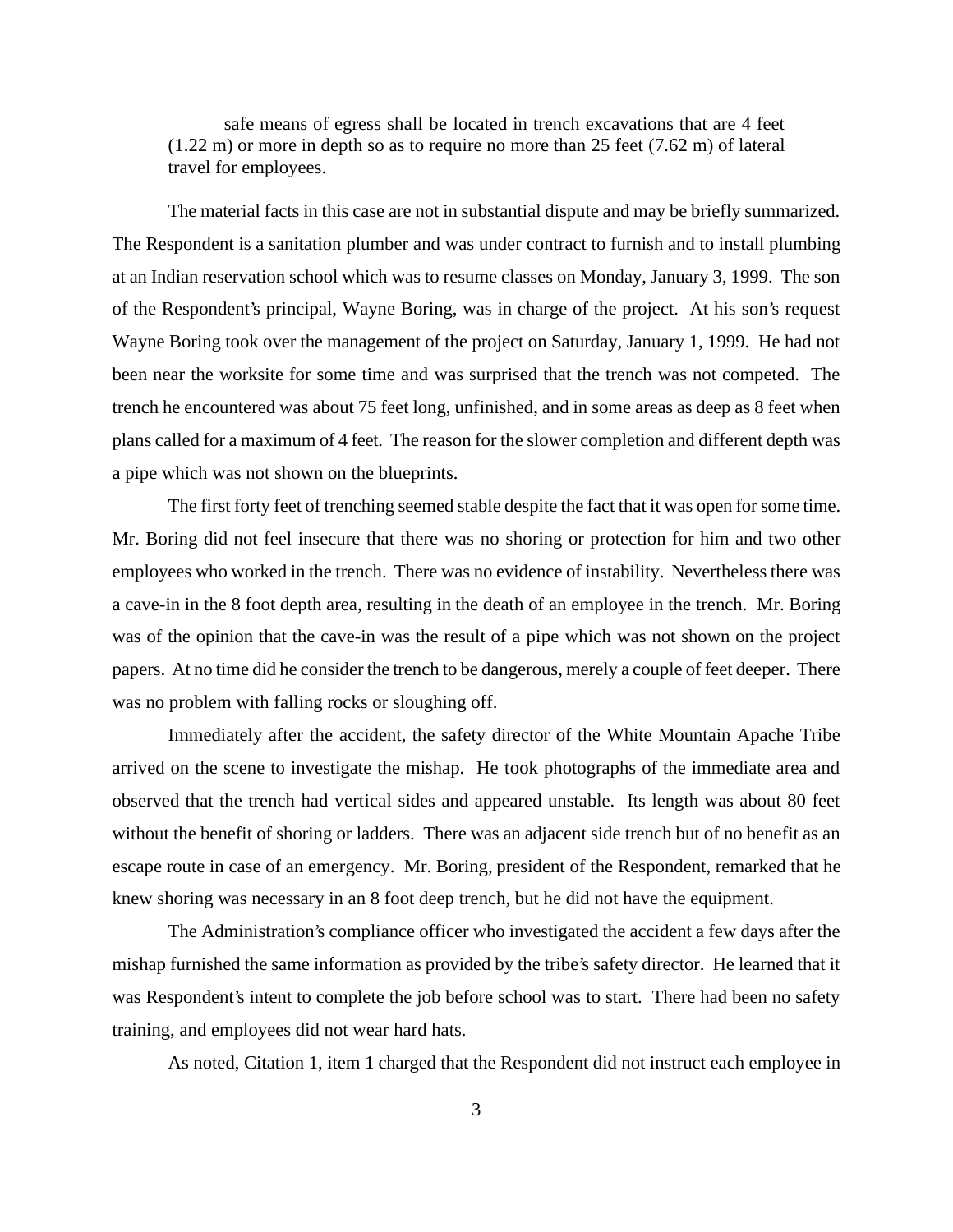safe means of egress shall be located in trench excavations that are 4 feet (1.22 m) or more in depth so as to require no more than 25 feet (7.62 m) of lateral travel for employees.

The material facts in this case are not in substantial dispute and may be briefly summarized. The Respondent is a sanitation plumber and was under contract to furnish and to install plumbing at an Indian reservation school which was to resume classes on Monday, January 3, 1999. The son of the Respondent's principal, Wayne Boring, was in charge of the project. At his son's request Wayne Boring took over the management of the project on Saturday, January 1, 1999. He had not been near the worksite for some time and was surprised that the trench was not competed. The trench he encountered was about 75 feet long, unfinished, and in some areas as deep as 8 feet when plans called for a maximum of 4 feet. The reason for the slower completion and different depth was a pipe which was not shown on the blueprints.

The first forty feet of trenching seemed stable despite the fact that it was open for some time. Mr. Boring did not feel insecure that there was no shoring or protection for him and two other employees who worked in the trench. There was no evidence of instability. Nevertheless there was a cave-in in the 8 foot depth area, resulting in the death of an employee in the trench. Mr. Boring was of the opinion that the cave-in was the result of a pipe which was not shown on the project papers. At no time did he consider the trench to be dangerous, merely a couple of feet deeper. There was no problem with falling rocks or sloughing off.

Immediately after the accident, the safety director of the White Mountain Apache Tribe arrived on the scene to investigate the mishap. He took photographs of the immediate area and observed that the trench had vertical sides and appeared unstable. Its length was about 80 feet without the benefit of shoring or ladders. There was an adjacent side trench but of no benefit as an escape route in case of an emergency. Mr. Boring, president of the Respondent, remarked that he knew shoring was necessary in an 8 foot deep trench, but he did not have the equipment.

The Administration's compliance officer who investigated the accident a few days after the mishap furnished the same information as provided by the tribe's safety director. He learned that it was Respondent's intent to complete the job before school was to start. There had been no safety training, and employees did not wear hard hats.

As noted, Citation 1, item 1 charged that the Respondent did not instruct each employee in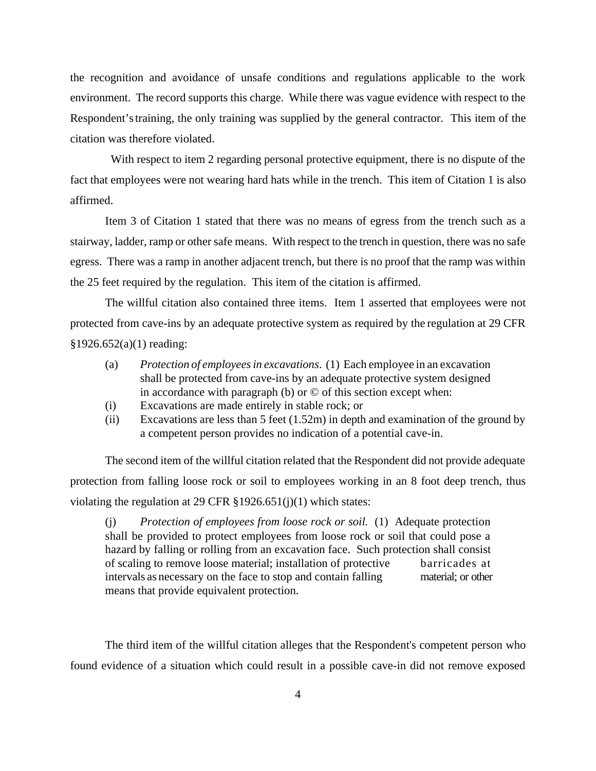the recognition and avoidance of unsafe conditions and regulations applicable to the work environment. The record supports this charge. While there was vague evidence with respect to the Respondent's training, the only training was supplied by the general contractor. This item of the citation was therefore violated.

With respect to item 2 regarding personal protective equipment, there is no dispute of the fact that employees were not wearing hard hats while in the trench. This item of Citation 1 is also affirmed.

Item 3 of Citation 1 stated that there was no means of egress from the trench such as a stairway, ladder, ramp or other safe means. With respect to the trench in question, there was no safe egress. There was a ramp in another adjacent trench, but there is no proof that the ramp was within the 25 feet required by the regulation. This item of the citation is affirmed.

The willful citation also contained three items. Item 1 asserted that employees were not protected from cave-ins by an adequate protective system as required by the regulation at 29 CFR §1926.652(a)(1) reading:

> (a) *Protection of employees in excavations*. (1) Each employee in an excavation shall be protected from cave-ins by an adequate protective system designed in accordance with paragraph (b) or © of this section except when:
>
> (i) Excavations are made entirely in stable rock; or
>
> (ii) Excavations are less than 5 feet (1.52m) in depth and examination of the ground by a competent person provides no indication of a potential cave-in.

The second item of the willful citation related that the Respondent did not provide adequate protection from falling loose rock or soil to employees working in an 8 foot deep trench, thus violating the regulation at 29 CFR §1926.651(j)(1) which states:

> (j) *Protection of employees from loose rock or soil.* (1) Adequate protection shall be provided to protect employees from loose rock or soil that could pose a hazard by falling or rolling from an excavation face. Such protection shall consist of scaling to remove loose material; installation of protective barricades at intervals as necessary on the face to stop and contain falling material; or other means that provide equivalent protection.

The third item of the willful citation alleges that the Respondent's competent person who found evidence of a situation which could result in a possible cave-in did not remove exposed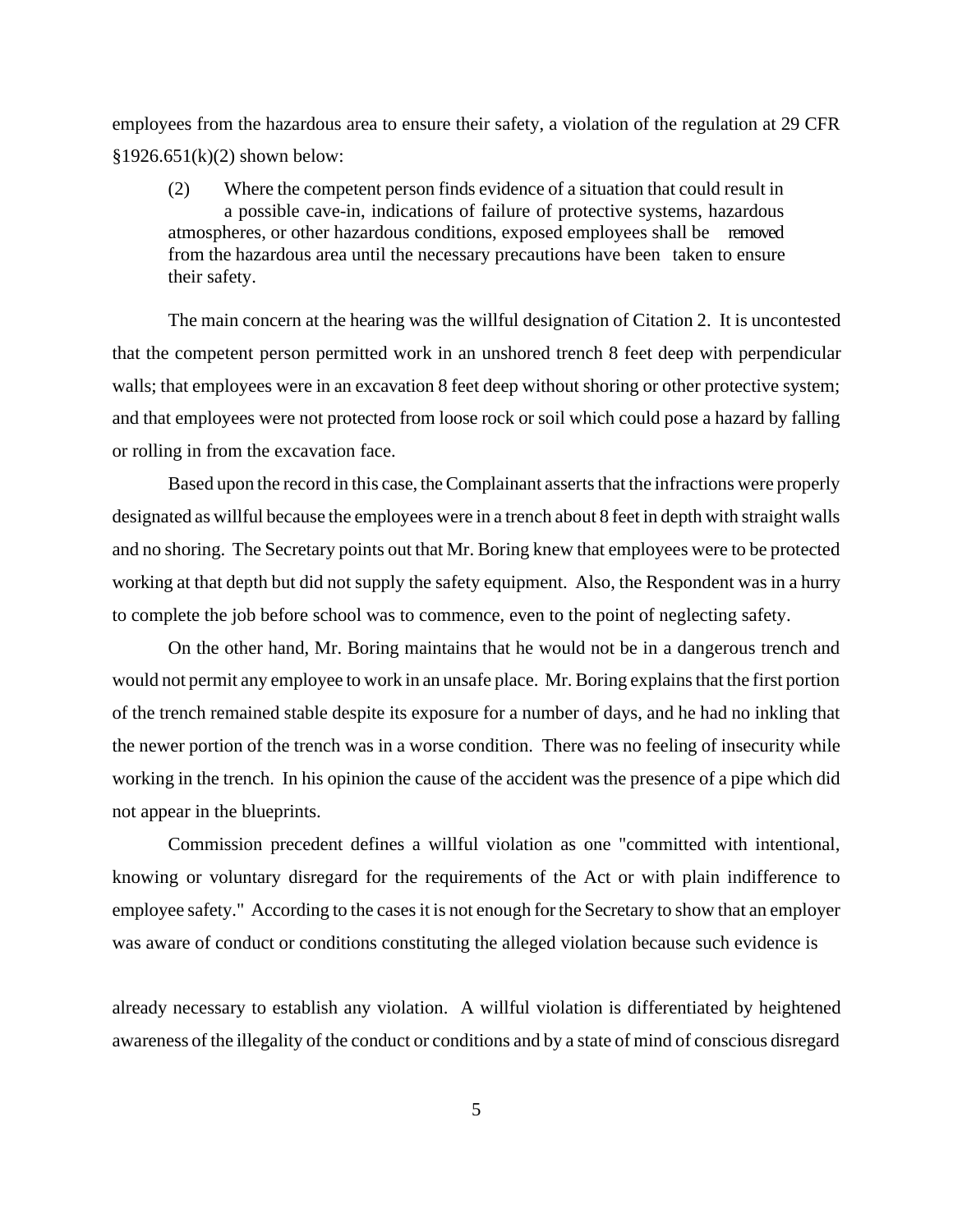employees from the hazardous area to ensure their safety, a violation of the regulation at 29 CFR §1926.651(k)(2) shown below:

> (2) Where the competent person finds evidence of a situation that could result in a possible cave-in, indications of failure of protective systems, hazardous atmospheres, or other hazardous conditions, exposed employees shall be removed from the hazardous area until the necessary precautions have been taken to ensure their safety.

The main concern at the hearing was the willful designation of Citation 2. It is uncontested that the competent person permitted work in an unshored trench 8 feet deep with perpendicular walls; that employees were in an excavation 8 feet deep without shoring or other protective system; and that employees were not protected from loose rock or soil which could pose a hazard by falling or rolling in from the excavation face.

Based upon the record in this case, the Complainant asserts that the infractions were properly designated as willful because the employees were in a trench about 8 feet in depth with straight walls and no shoring. The Secretary points out that Mr. Boring knew that employees were to be protected working at that depth but did not supply the safety equipment. Also, the Respondent was in a hurry to complete the job before school was to commence, even to the point of neglecting safety.

On the other hand, Mr. Boring maintains that he would not be in a dangerous trench and would not permit any employee to work in an unsafe place. Mr. Boring explains that the first portion of the trench remained stable despite its exposure for a number of days, and he had no inkling that the newer portion of the trench was in a worse condition. There was no feeling of insecurity while working in the trench. In his opinion the cause of the accident was the presence of a pipe which did not appear in the blueprints.

Commission precedent defines a willful violation as one "committed with intentional, knowing or voluntary disregard for the requirements of the Act or with plain indifference to employee safety." According to the cases it is not enough for the Secretary to show that an employer was aware of conduct or conditions constituting the alleged violation because such evidence is already necessary to establish any violation. A willful violation is differentiated by heightened awareness of the illegality of the conduct or conditions and by a state of mind of conscious disregard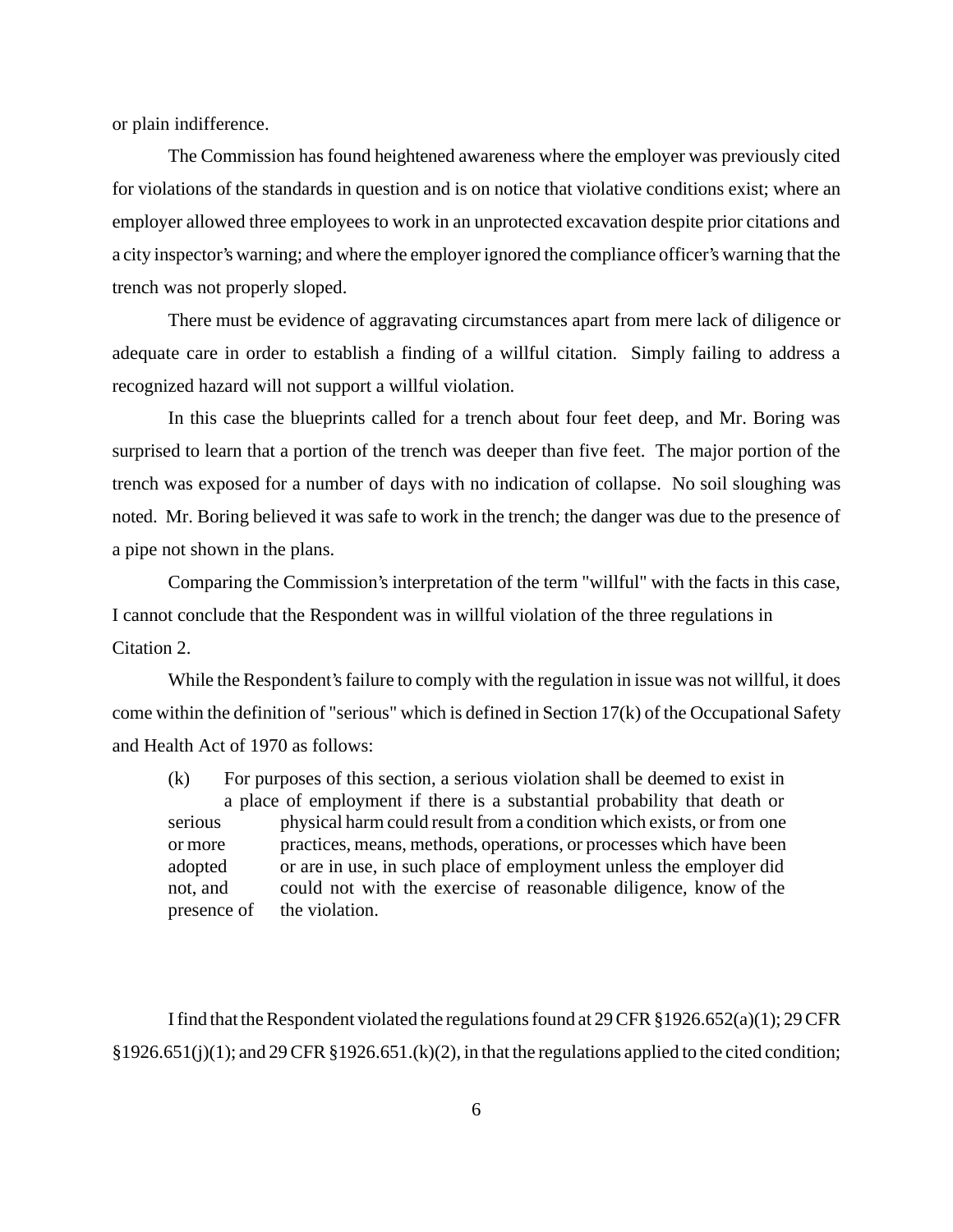or plain indifference.

The Commission has found heightened awareness where the employer was previously cited for violations of the standards in question and is on notice that violative conditions exist; where an employer allowed three employees to work in an unprotected excavation despite prior citations and a city inspector's warning; and where the employer ignored the compliance officer's warning that the trench was not properly sloped.

There must be evidence of aggravating circumstances apart from mere lack of diligence or adequate care in order to establish a finding of a willful citation. Simply failing to address a recognized hazard will not support a willful violation.

In this case the blueprints called for a trench about four feet deep, and Mr. Boring was surprised to learn that a portion of the trench was deeper than five feet. The major portion of the trench was exposed for a number of days with no indication of collapse. No soil sloughing was noted. Mr. Boring believed it was safe to work in the trench; the danger was due to the presence of a pipe not shown in the plans.

Comparing the Commission's interpretation of the term "willful" with the facts in this case, I cannot conclude that the Respondent was in willful violation of the three regulations in Citation 2.

While the Respondent's failure to comply with the regulation in issue was not willful, it does come within the definition of "serious" which is defined in Section 17(k) of the Occupational Safety and Health Act of 1970 as follows:

> (k) For purposes of this section, a serious violation shall be deemed to exist in a place of employment if there is a substantial probability that death or serious physical harm could result from a condition which exists, or from one or more practices, means, methods, operations, or processes which have been adopted or are in use, in such place of employment unless the employer did not, and could not with the exercise of reasonable diligence, know of the presence of the violation.

I find that the Respondent violated the regulations found at 29 CFR §1926.652(a)(1); 29 CFR §1926.651(j)(1); and 29 CFR §1926.651.(k)(2), in that the regulations applied to the cited condition;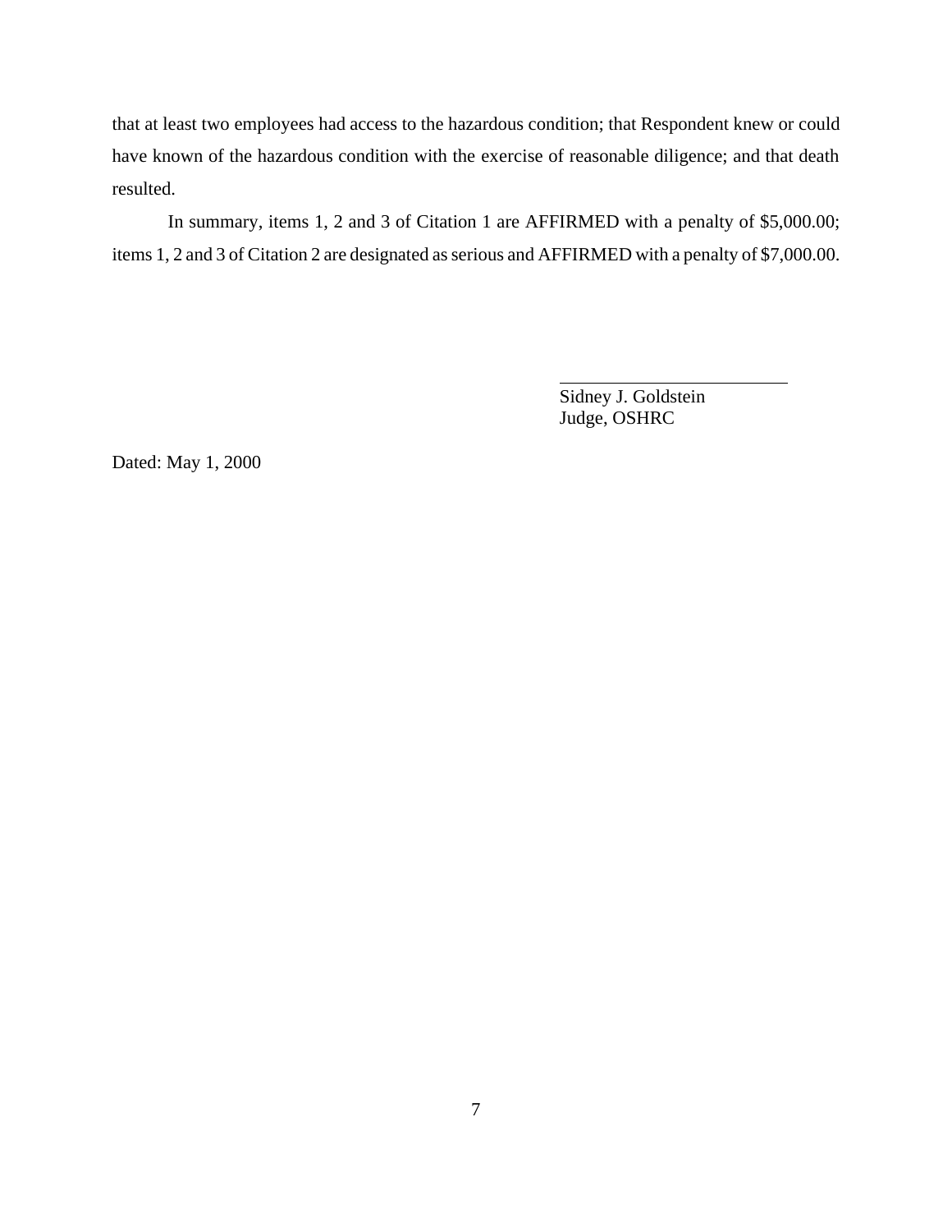that at least two employees had access to the hazardous condition; that Respondent knew or could have known of the hazardous condition with the exercise of reasonable diligence; and that death resulted.

In summary, items 1, 2 and 3 of Citation 1 are AFFIRMED with a penalty of $5,000.00; items 1, 2 and 3 of Citation 2 are designated as serious and AFFIRMED with a penalty of $7,000.00.

Sidney J. Goldstein
Judge, OSHRC

Dated: May 1, 2000